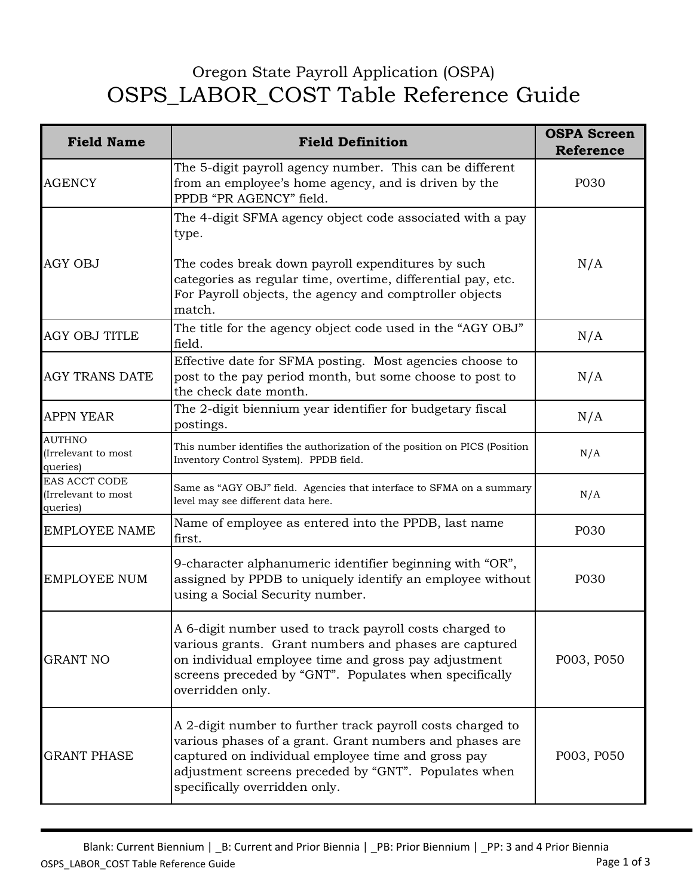Oregon State Payroll Application (OSPA)

# OSPS_LABOR_COST Table Reference Guide

| Field Name | Field Definition | OSPA Screen Reference |
|---|---|---|
| AGENCY | The 5-digit payroll agency number. This can be different from an employee's home agency, and is driven by the PPDB "PR AGENCY" field. | P030 |
| AGY OBJ | The 4-digit SFMA agency object code associated with a pay type.<br><br>The codes break down payroll expenditures by such categories as regular time, overtime, differential pay, etc. For Payroll objects, the agency and comptroller objects match. | N/A |
| AGY OBJ TITLE | The title for the agency object code used in the "AGY OBJ" field. | N/A |
| AGY TRANS DATE | Effective date for SFMA posting. Most agencies choose to post to the pay period month, but some choose to post to the check date month. | N/A |
| APPN YEAR | The 2-digit biennium year identifier for budgetary fiscal postings. | N/A |
| AUTHNO (Irrelevant to most queries) | This number identifies the authorization of the position on PICS (Position Inventory Control System). PPDB field. | N/A |
| EAS ACCT CODE (Irrelevant to most queries) | Same as "AGY OBJ" field. Agencies that interface to SFMA on a summary level may see different data here. | N/A |
| EMPLOYEE NAME | Name of employee as entered into the PPDB, last name first. | P030 |
| EMPLOYEE NUM | 9-character alphanumeric identifier beginning with "OR", assigned by PPDB to uniquely identify an employee without using a Social Security number. | P030 |
| GRANT NO | A 6-digit number used to track payroll costs charged to various grants. Grant numbers and phases are captured on individual employee time and gross pay adjustment screens preceded by "GNT". Populates when specifically overridden only. | P003, P050 |
| GRANT PHASE | A 2-digit number to further track payroll costs charged to various phases of a grant. Grant numbers and phases are captured on individual employee time and gross pay adjustment screens preceded by "GNT". Populates when specifically overridden only. | P003, P050 |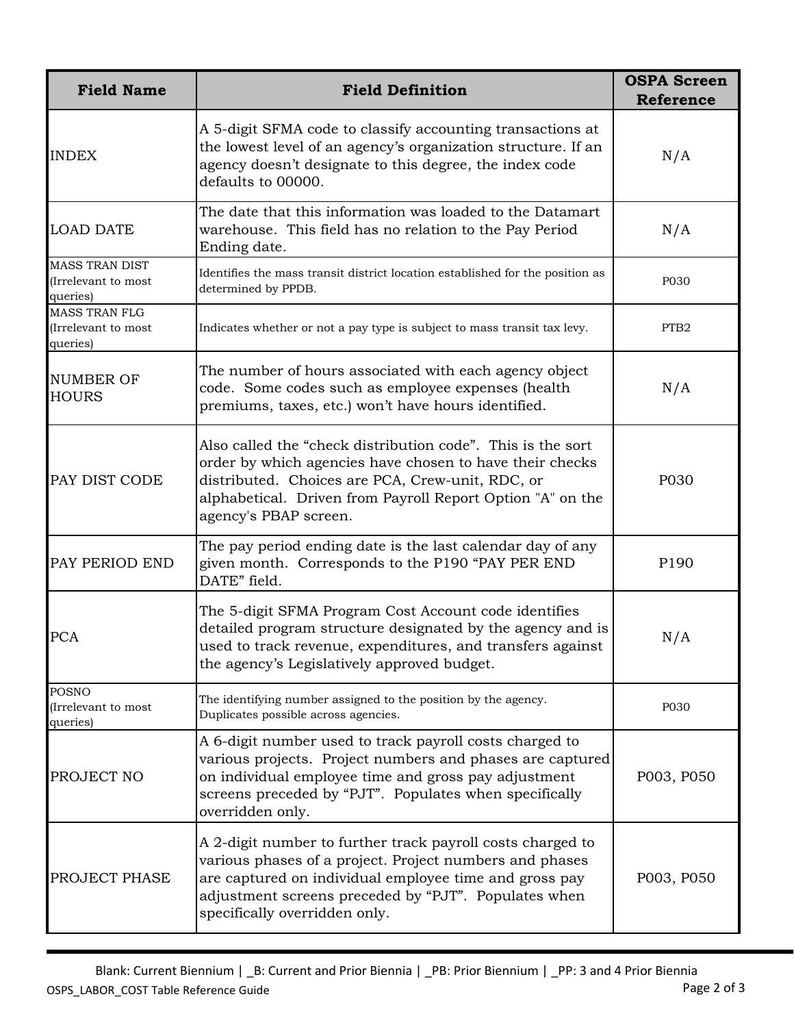| Field Name | Field Definition | OSPA Screen Reference |
|---|---|---|
| INDEX | A 5-digit SFMA code to classify accounting transactions at the lowest level of an agency's organization structure. If an agency doesn't designate to this degree, the index code defaults to 00000. | N/A |
| LOAD DATE | The date that this information was loaded to the Datamart warehouse. This field has no relation to the Pay Period Ending date. | N/A |
| MASS TRAN DIST (Irrelevant to most queries) | Identifies the mass transit district location established for the position as determined by PPDB. | P030 |
| MASS TRAN FLG (Irrelevant to most queries) | Indicates whether or not a pay type is subject to mass transit tax levy. | PTB2 |
| NUMBER OF HOURS | The number of hours associated with each agency object code. Some codes such as employee expenses (health premiums, taxes, etc.) won't have hours identified. | N/A |
| PAY DIST CODE | Also called the "check distribution code". This is the sort order by which agencies have chosen to have their checks distributed. Choices are PCA, Crew-unit, RDC, or alphabetical. Driven from Payroll Report Option "A" on the agency's PBAP screen. | P030 |
| PAY PERIOD END | The pay period ending date is the last calendar day of any given month. Corresponds to the P190 "PAY PER END DATE" field. | P190 |
| PCA | The 5-digit SFMA Program Cost Account code identifies detailed program structure designated by the agency and is used to track revenue, expenditures, and transfers against the agency's Legislatively approved budget. | N/A |
| POSNO (Irrelevant to most queries) | The identifying number assigned to the position by the agency. Duplicates possible across agencies. | P030 |
| PROJECT NO | A 6-digit number used to track payroll costs charged to various projects. Project numbers and phases are captured on individual employee time and gross pay adjustment screens preceded by "PJT". Populates when specifically overridden only. | P003, P050 |
| PROJECT PHASE | A 2-digit number to further track payroll costs charged to various phases of a project. Project numbers and phases are captured on individual employee time and gross pay adjustment screens preceded by "PJT". Populates when specifically overridden only. | P003, P050 |

Blank: Current Biennium | _B: Current and Prior Biennia | _PB: Prior Biennium | _PP: 3 and 4 Prior Biennia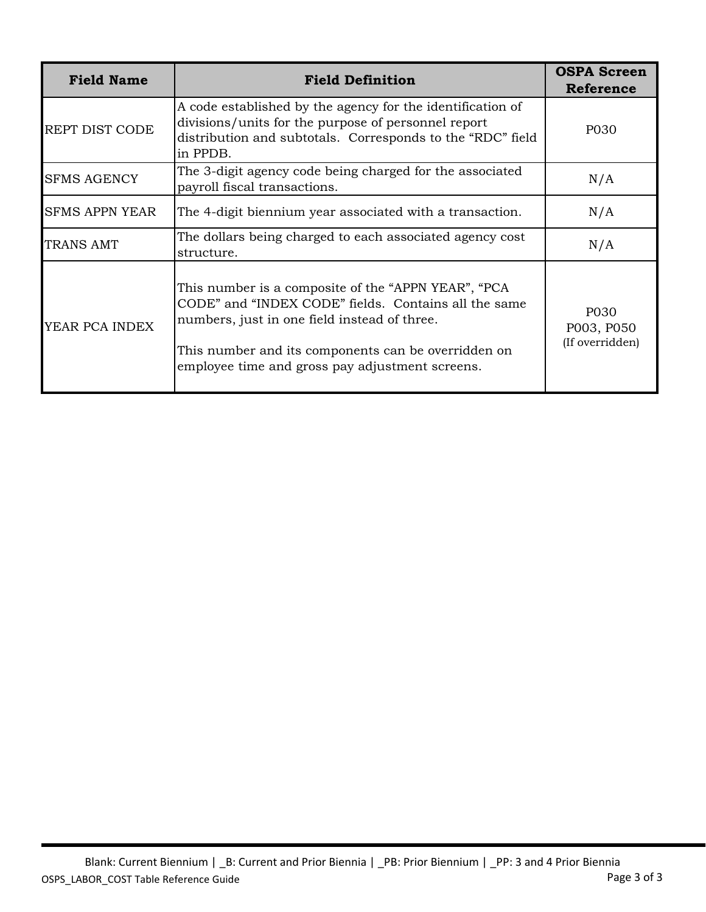| Field Name | Field Definition | OSPA Screen Reference |
|---|---|---|
| REPT DIST CODE | A code established by the agency for the identification of divisions/units for the purpose of personnel report distribution and subtotals. Corresponds to the “RDC” field in PPDB. | P030 |
| SFMS AGENCY | The 3-digit agency code being charged for the associated payroll fiscal transactions. | N/A |
| SFMS APPN YEAR | The 4-digit biennium year associated with a transaction. | N/A |
| TRANS AMT | The dollars being charged to each associated agency cost structure. | N/A |
| YEAR PCA INDEX | This number is a composite of the “APPN YEAR”, “PCA CODE” and “INDEX CODE” fields. Contains all the same numbers, just in one field instead of three.<br><br>This number and its components can be overridden on employee time and gross pay adjustment screens. | P030<br>P003, P050<br>(If overridden) |

Blank: Current Biennium | _B: Current and Prior Biennia | _PB: Prior Biennium | _PP: 3 and 4 Prior Biennia